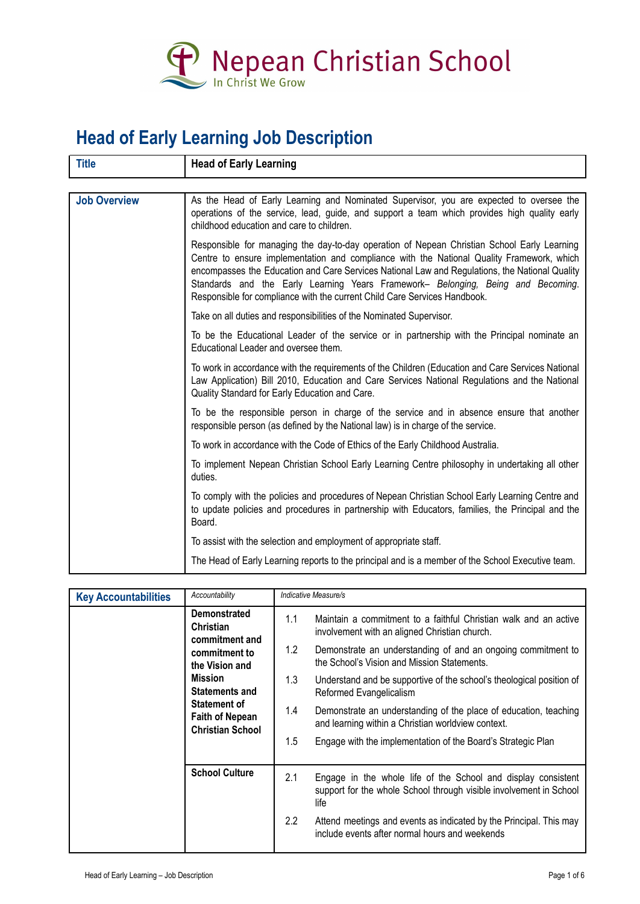Nepean Christian School

In Christ We Grow

# Head of Early Learning Job Description

| Title | Head of Early Learning |
|---|---|

| Job Overview | |
|---|---|
| | As the Head of Early Learning and Nominated Supervisor, you are expected to oversee the operations of the service, lead, guide, and support a team which provides high quality early childhood education and care to children. |
| | Responsible for managing the day-to-day operation of Nepean Christian School Early Learning Centre to ensure implementation and compliance with the National Quality Framework, which encompasses the Education and Care Services National Law and Regulations, the National Quality Standards and the Early Learning Years Framework– *Belonging, Being and Becoming*. Responsible for compliance with the current Child Care Services Handbook. |
| | Take on all duties and responsibilities of the Nominated Supervisor. |
| | To be the Educational Leader of the service or in partnership with the Principal nominate an Educational Leader and oversee them. |
| | To work in accordance with the requirements of the Children (Education and Care Services National Law Application) Bill 2010, Education and Care Services National Regulations and the National Quality Standard for Early Education and Care. |
| | To be the responsible person in charge of the service and in absence ensure that another responsible person (as defined by the National law) is in charge of the service. |
| | To work in accordance with the Code of Ethics of the Early Childhood Australia. |
| | To implement Nepean Christian School Early Learning Centre philosophy in undertaking all other duties. |
| | To comply with the policies and procedures of Nepean Christian School Early Learning Centre and to update policies and procedures in partnership with Educators, families, the Principal and the Board. |
| | To assist with the selection and employment of appropriate staff. |
| | The Head of Early Learning reports to the principal and is a member of the School Executive team. |

| Key Accountabilities | *Accountability* | | *Indicative Measure/s* |
|---|---|---|---|
| | **Demonstrated Christian commitment and commitment to the Vision and Mission Statements and Statement of Faith of Nepean Christian School** | 1.1 | Maintain a commitment to a faithful Christian walk and an active involvement with an aligned Christian church. |
| | | 1.2 | Demonstrate an understanding of and an ongoing commitment to the School's Vision and Mission Statements. |
| | | 1.3 | Understand and be supportive of the school's theological position of Reformed Evangelicalism |
| | | 1.4 | Demonstrate an understanding of the place of education, teaching and learning within a Christian worldview context. |
| | | 1.5 | Engage with the implementation of the Board's Strategic Plan |
| | **School Culture** | 2.1 | Engage in the whole life of the School and display consistent support for the whole School through visible involvement in School life |
| | | 2.2 | Attend meetings and events as indicated by the Principal. This may include events after normal hours and weekends |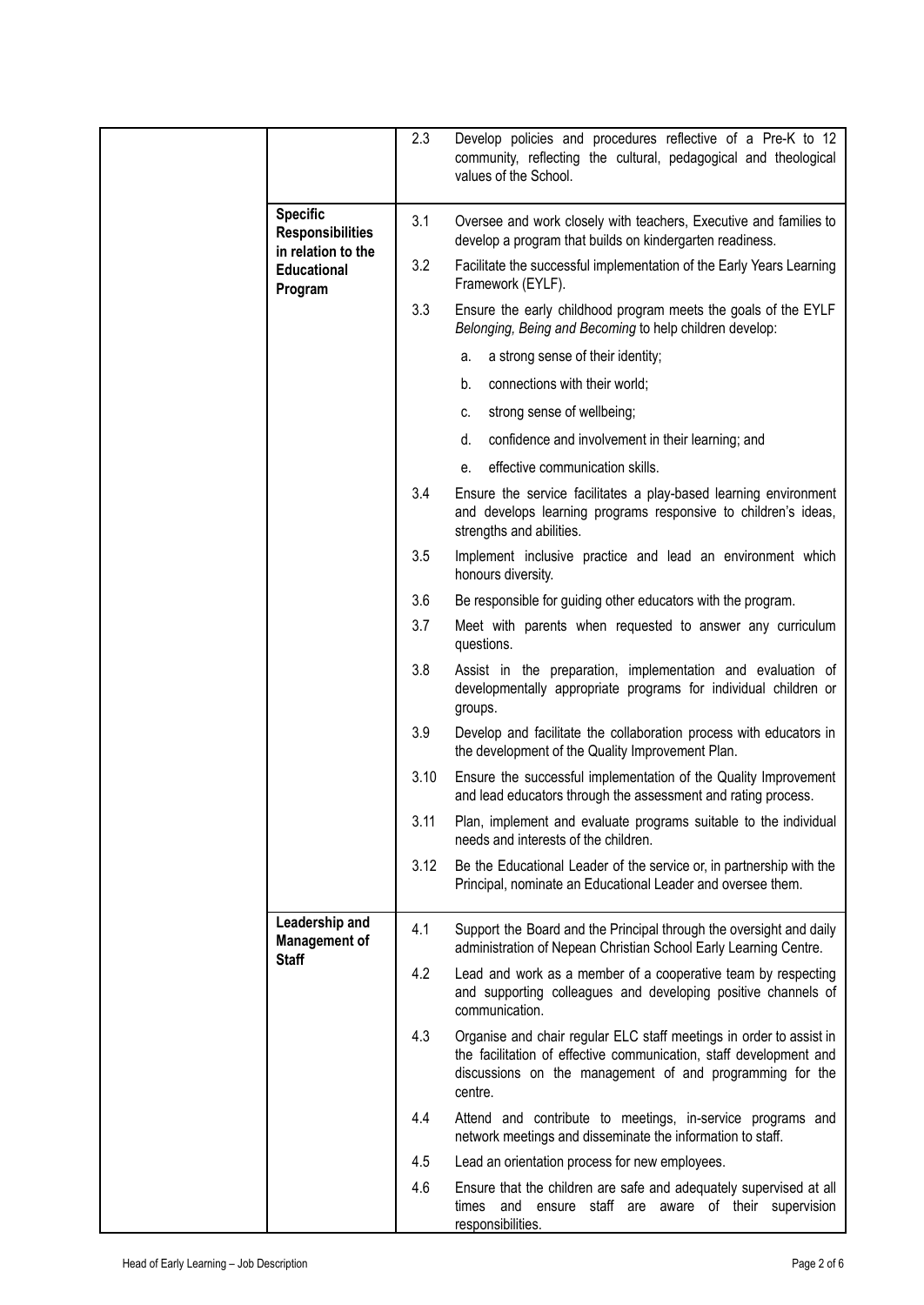| | | | |
|---|---|---|---|
| | | 2.3 | Develop policies and procedures reflective of a Pre-K to 12 community, reflecting the cultural, pedagogical and theological values of the School. |
| | **Specific Responsibilities in relation to the Educational Program** | 3.1 | Oversee and work closely with teachers, Executive and families to develop a program that builds on kindergarten readiness. |
| | | 3.2 | Facilitate the successful implementation of the Early Years Learning Framework (EYLF). |
| | | 3.3 | Ensure the early childhood program meets the goals of the EYLF *Belonging, Being and Becoming* to help children develop:<br>a. a strong sense of their identity;<br>b. connections with their world;<br>c. strong sense of wellbeing;<br>d. confidence and involvement in their learning; and<br>e. effective communication skills. |
| | | 3.4 | Ensure the service facilitates a play-based learning environment and develops learning programs responsive to children's ideas, strengths and abilities. |
| | | 3.5 | Implement inclusive practice and lead an environment which honours diversity. |
| | | 3.6 | Be responsible for guiding other educators with the program. |
| | | 3.7 | Meet with parents when requested to answer any curriculum questions. |
| | | 3.8 | Assist in the preparation, implementation and evaluation of developmentally appropriate programs for individual children or groups. |
| | | 3.9 | Develop and facilitate the collaboration process with educators in the development of the Quality Improvement Plan. |
| | | 3.10 | Ensure the successful implementation of the Quality Improvement and lead educators through the assessment and rating process. |
| | | 3.11 | Plan, implement and evaluate programs suitable to the individual needs and interests of the children. |
| | | 3.12 | Be the Educational Leader of the service or, in partnership with the Principal, nominate an Educational Leader and oversee them. |
| | **Leadership and Management of Staff** | 4.1 | Support the Board and the Principal through the oversight and daily administration of Nepean Christian School Early Learning Centre. |
| | | 4.2 | Lead and work as a member of a cooperative team by respecting and supporting colleagues and developing positive channels of communication. |
| | | 4.3 | Organise and chair regular ELC staff meetings in order to assist in the facilitation of effective communication, staff development and discussions on the management of and programming for the centre. |
| | | 4.4 | Attend and contribute to meetings, in-service programs and network meetings and disseminate the information to staff. |
| | | 4.5 | Lead an orientation process for new employees. |
| | | 4.6 | Ensure that the children are safe and adequately supervised at all times and ensure staff are aware of their supervision responsibilities. |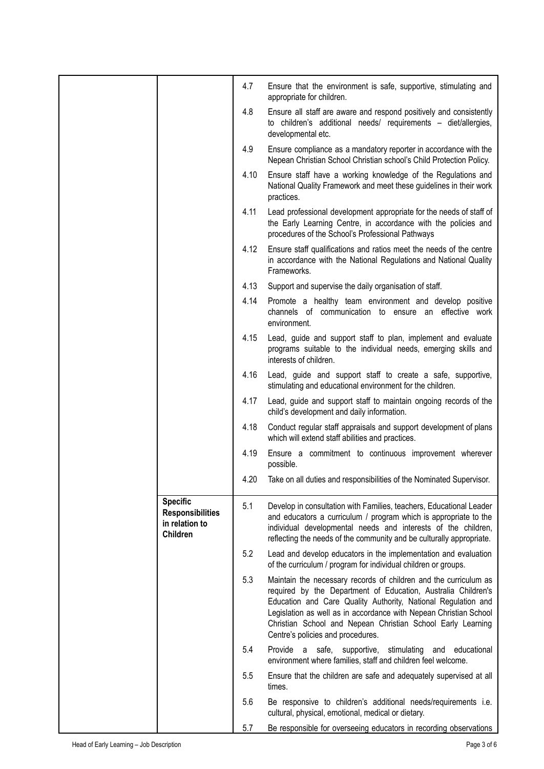| | | | |
|---|---|---|---|
| | | 4.7 | Ensure that the environment is safe, supportive, stimulating and appropriate for children. |
| | | 4.8 | Ensure all staff are aware and respond positively and consistently to children's additional needs/ requirements – diet/allergies, developmental etc. |
| | | 4.9 | Ensure compliance as a mandatory reporter in accordance with the Nepean Christian School Christian school's Child Protection Policy. |
| | | 4.10 | Ensure staff have a working knowledge of the Regulations and National Quality Framework and meet these guidelines in their work practices. |
| | | 4.11 | Lead professional development appropriate for the needs of staff of the Early Learning Centre, in accordance with the policies and procedures of the School's Professional Pathways |
| | | 4.12 | Ensure staff qualifications and ratios meet the needs of the centre in accordance with the National Regulations and National Quality Frameworks. |
| | | 4.13 | Support and supervise the daily organisation of staff. |
| | | 4.14 | Promote a healthy team environment and develop positive channels of communication to ensure an effective work environment. |
| | | 4.15 | Lead, guide and support staff to plan, implement and evaluate programs suitable to the individual needs, emerging skills and interests of children. |
| | | 4.16 | Lead, guide and support staff to create a safe, supportive, stimulating and educational environment for the children. |
| | | 4.17 | Lead, guide and support staff to maintain ongoing records of the child's development and daily information. |
| | | 4.18 | Conduct regular staff appraisals and support development of plans which will extend staff abilities and practices. |
| | | 4.19 | Ensure a commitment to continuous improvement wherever possible. |
| | | 4.20 | Take on all duties and responsibilities of the Nominated Supervisor. |
| | **Specific Responsibilities in relation to Children** | 5.1 | Develop in consultation with Families, teachers, Educational Leader and educators a curriculum / program which is appropriate to the individual developmental needs and interests of the children, reflecting the needs of the community and be culturally appropriate. |
| | | 5.2 | Lead and develop educators in the implementation and evaluation of the curriculum / program for individual children or groups. |
| | | 5.3 | Maintain the necessary records of children and the curriculum as required by the Department of Education, Australia Children's Education and Care Quality Authority, National Regulation and Legislation as well as in accordance with Nepean Christian School Christian School and Nepean Christian School Early Learning Centre's policies and procedures. |
| | | 5.4 | Provide a safe, supportive, stimulating and educational environment where families, staff and children feel welcome. |
| | | 5.5 | Ensure that the children are safe and adequately supervised at all times. |
| | | 5.6 | Be responsive to children's additional needs/requirements i.e. cultural, physical, emotional, medical or dietary. |
| | | 5.7 | Be responsible for overseeing educators in recording observations |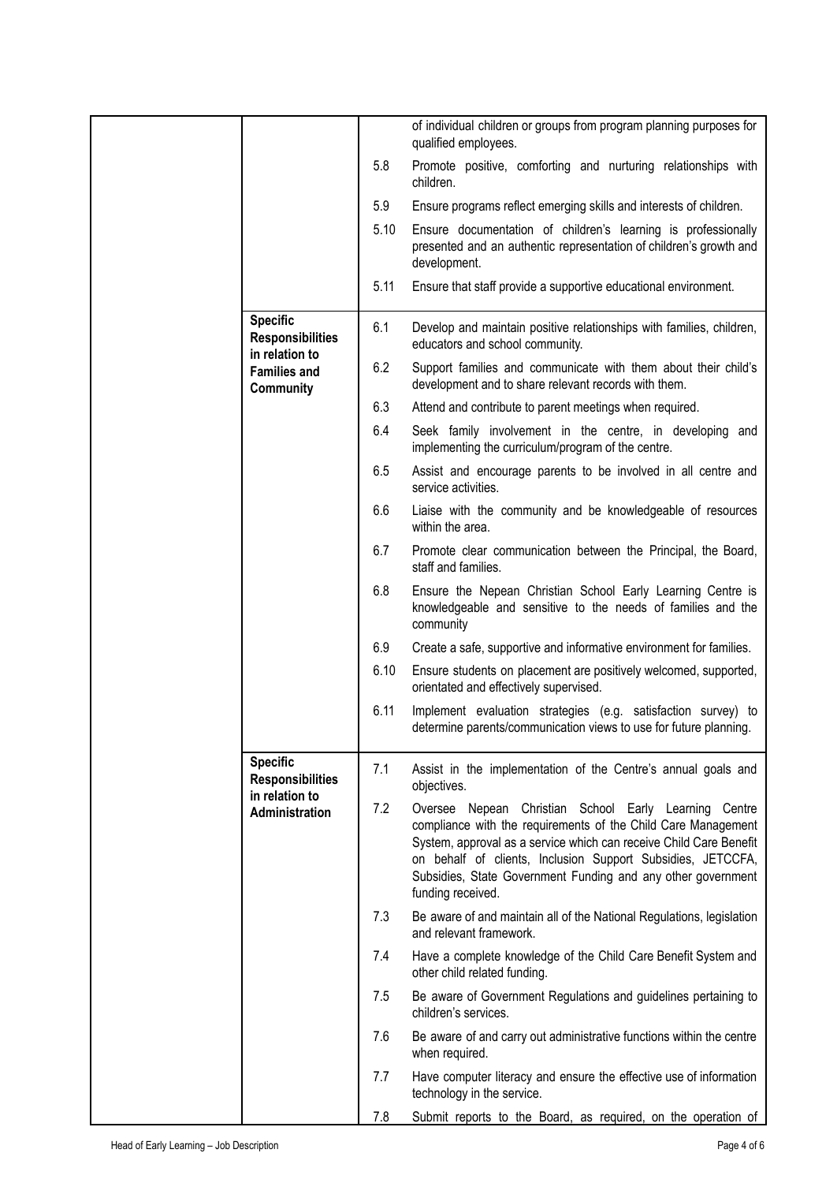| | | | |
|---|---|---|---|
| | | | of individual children or groups from program planning purposes for qualified employees. |
| | | 5.8 | Promote positive, comforting and nurturing relationships with children. |
| | | 5.9 | Ensure programs reflect emerging skills and interests of children. |
| | | 5.10 | Ensure documentation of children's learning is professionally presented and an authentic representation of children's growth and development. |
| | | 5.11 | Ensure that staff provide a supportive educational environment. |
| | **Specific Responsibilities in relation to Families and Community** | 6.1 | Develop and maintain positive relationships with families, children, educators and school community. |
| | | 6.2 | Support families and communicate with them about their child's development and to share relevant records with them. |
| | | 6.3 | Attend and contribute to parent meetings when required. |
| | | 6.4 | Seek family involvement in the centre, in developing and implementing the curriculum/program of the centre. |
| | | 6.5 | Assist and encourage parents to be involved in all centre and service activities. |
| | | 6.6 | Liaise with the community and be knowledgeable of resources within the area. |
| | | 6.7 | Promote clear communication between the Principal, the Board, staff and families. |
| | | 6.8 | Ensure the Nepean Christian School Early Learning Centre is knowledgeable and sensitive to the needs of families and the community |
| | | 6.9 | Create a safe, supportive and informative environment for families. |
| | | 6.10 | Ensure students on placement are positively welcomed, supported, orientated and effectively supervised. |
| | | 6.11 | Implement evaluation strategies (e.g. satisfaction survey) to determine parents/communication views to use for future planning. |
| | **Specific Responsibilities in relation to Administration** | 7.1 | Assist in the implementation of the Centre's annual goals and objectives. |
| | | 7.2 | Oversee Nepean Christian School Early Learning Centre compliance with the requirements of the Child Care Management System, approval as a service which can receive Child Care Benefit on behalf of clients, Inclusion Support Subsidies, JETCCFA, Subsidies, State Government Funding and any other government funding received. |
| | | 7.3 | Be aware of and maintain all of the National Regulations, legislation and relevant framework. |
| | | 7.4 | Have a complete knowledge of the Child Care Benefit System and other child related funding. |
| | | 7.5 | Be aware of Government Regulations and guidelines pertaining to children's services. |
| | | 7.6 | Be aware of and carry out administrative functions within the centre when required. |
| | | 7.7 | Have computer literacy and ensure the effective use of information technology in the service. |
| | | 7.8 | Submit reports to the Board, as required, on the operation of |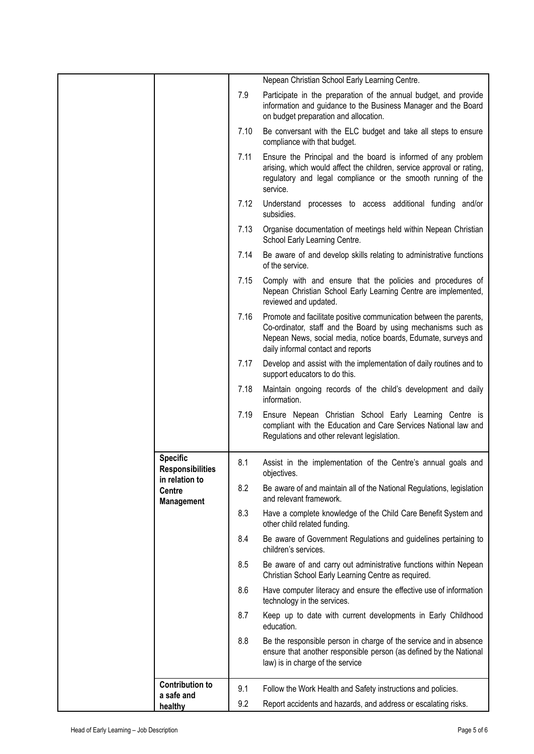| | | | |
|---|---|---|---|
| | | | Nepean Christian School Early Learning Centre. |
| | | 7.9 | Participate in the preparation of the annual budget, and provide information and guidance to the Business Manager and the Board on budget preparation and allocation. |
| | | 7.10 | Be conversant with the ELC budget and take all steps to ensure compliance with that budget. |
| | | 7.11 | Ensure the Principal and the board is informed of any problem arising, which would affect the children, service approval or rating, regulatory and legal compliance or the smooth running of the service. |
| | | 7.12 | Understand processes to access additional funding and/or subsidies. |
| | | 7.13 | Organise documentation of meetings held within Nepean Christian School Early Learning Centre. |
| | | 7.14 | Be aware of and develop skills relating to administrative functions of the service. |
| | | 7.15 | Comply with and ensure that the policies and procedures of Nepean Christian School Early Learning Centre are implemented, reviewed and updated. |
| | | 7.16 | Promote and facilitate positive communication between the parents, Co-ordinator, staff and the Board by using mechanisms such as Nepean News, social media, notice boards, Edumate, surveys and daily informal contact and reports |
| | | 7.17 | Develop and assist with the implementation of daily routines and to support educators to do this. |
| | | 7.18 | Maintain ongoing records of the child's development and daily information. |
| | | 7.19 | Ensure Nepean Christian School Early Learning Centre is compliant with the Education and Care Services National law and Regulations and other relevant legislation. |
| | **Specific Responsibilities in relation to Centre Management** | 8.1 | Assist in the implementation of the Centre's annual goals and objectives. |
| | | 8.2 | Be aware of and maintain all of the National Regulations, legislation and relevant framework. |
| | | 8.3 | Have a complete knowledge of the Child Care Benefit System and other child related funding. |
| | | 8.4 | Be aware of Government Regulations and guidelines pertaining to children's services. |
| | | 8.5 | Be aware of and carry out administrative functions within Nepean Christian School Early Learning Centre as required. |
| | | 8.6 | Have computer literacy and ensure the effective use of information technology in the services. |
| | | 8.7 | Keep up to date with current developments in Early Childhood education. |
| | | 8.8 | Be the responsible person in charge of the service and in absence ensure that another responsible person (as defined by the National law) is in charge of the service |
| | **Contribution to a safe and healthy** | 9.1 | Follow the Work Health and Safety instructions and policies. |
| | | 9.2 | Report accidents and hazards, and address or escalating risks. |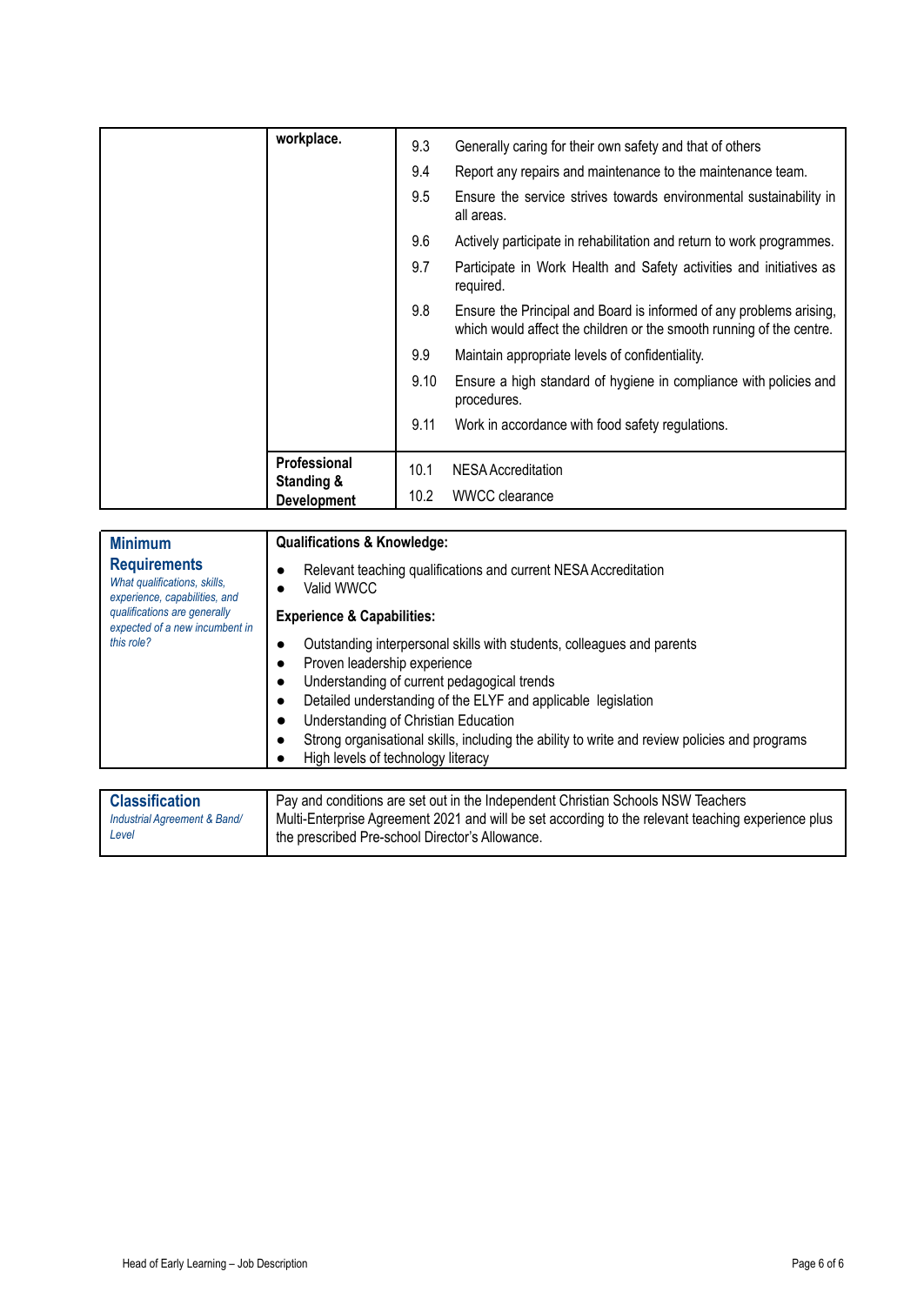| | | | |
|---|---|---|---|
| | **workplace.** | 9.3 | Generally caring for their own safety and that of others |
| | | 9.4 | Report any repairs and maintenance to the maintenance team. |
| | | 9.5 | Ensure the service strives towards environmental sustainability in all areas. |
| | | 9.6 | Actively participate in rehabilitation and return to work programmes. |
| | | 9.7 | Participate in Work Health and Safety activities and initiatives as required. |
| | | 9.8 | Ensure the Principal and Board is informed of any problems arising, which would affect the children or the smooth running of the centre. |
| | | 9.9 | Maintain appropriate levels of confidentiality. |
| | | 9.10 | Ensure a high standard of hygiene in compliance with policies and procedures. |
| | | 9.11 | Work in accordance with food safety regulations. |
| | **Professional Standing & Development** | 10.1 | NESA Accreditation |
| | | 10.2 | WWCC clearance |

| | |
|---|---|
| **Minimum Requirements**<br>*What qualifications, skills, experience, capabilities, and qualifications are generally expected of a new incumbent in this role?* | **Qualifications & Knowledge:**<br>● Relevant teaching qualifications and current NESA Accreditation<br>● Valid WWCC<br>**Experience & Capabilities:**<br>● Outstanding interpersonal skills with students, colleagues and parents<br>● Proven leadership experience<br>● Understanding of current pedagogical trends<br>● Detailed understanding of the ELYF and applicable legislation<br>● Understanding of Christian Education<br>● Strong organisational skills, including the ability to write and review policies and programs<br>● High levels of technology literacy |

| | |
|---|---|
| **Classification**<br>*Industrial Agreement & Band/ Level* | Pay and conditions are set out in the Independent Christian Schools NSW Teachers Multi-Enterprise Agreement 2021 and will be set according to the relevant teaching experience plus the prescribed Pre-school Director's Allowance. |